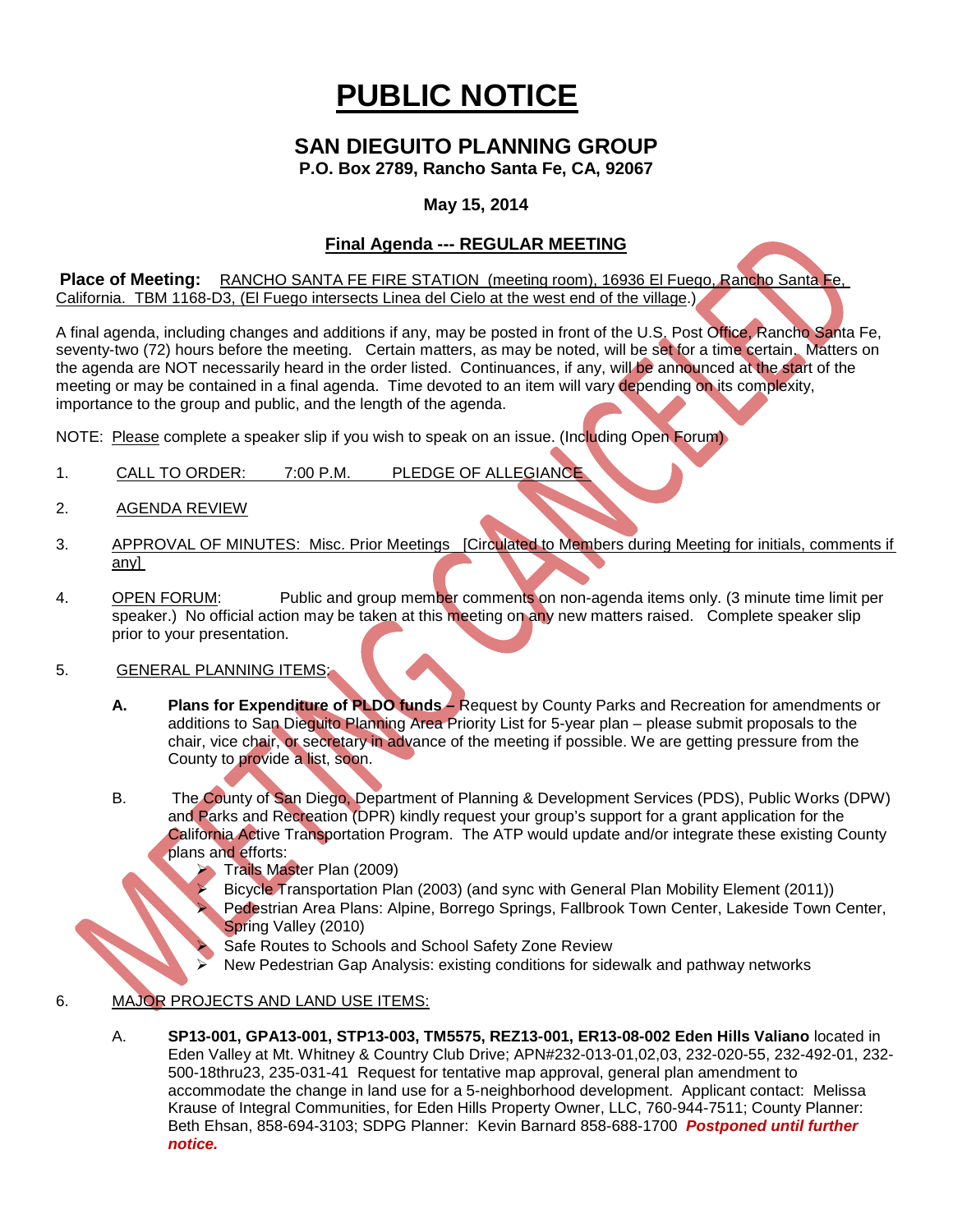# PUBLIC NOTICE

## SAN DIEGUITO PLANNING GROUP

**P.O. Box 2789, Rancho Santa Fe, CA, 92067**

**May 15, 2014**

### Final Agenda --- REGULAR MEETING

MEETING CANCELED

**Place of Meeting:** RANCHO SANTA FE FIRE STATION (meeting room), 16936 El Fuego, Rancho Santa Fe, California. TBM 1168-D3, (El Fuego intersects Linea del Cielo at the west end of the village.)

A final agenda, including changes and additions if any, may be posted in front of the U.S. Post Office, Rancho Santa Fe, seventy-two (72) hours before the meeting. Certain matters, as may be noted, will be set for a time certain. Matters on the agenda are NOT necessarily heard in the order listed. Continuances, if any, will be announced at the start of the meeting or may be contained in a final agenda. Time devoted to an item will vary depending on its complexity, importance to the group and public, and the length of the agenda.

NOTE: Please complete a speaker slip if you wish to speak on an issue. (Including Open Forum)

1. CALL TO ORDER: 7:00 P.M. PLEDGE OF ALLEGIANCE

2. AGENDA REVIEW

3. APPROVAL OF MINUTES: Misc. Prior Meetings [Circulated to Members during Meeting for initials, comments if any]

4. OPEN FORUM: Public and group member comments on non-agenda items only. (3 minute time limit per speaker.) No official action may be taken at this meeting on any new matters raised. Complete speaker slip prior to your presentation.

5. GENERAL PLANNING ITEMS:

   **A. Plans for Expenditure of PLDO funds –** Request by County Parks and Recreation for amendments or additions to San Dieguito Planning Area Priority List for 5-year plan – please submit proposals to the chair, vice chair, or secretary in advance of the meeting if possible. We are getting pressure from the County to provide a list, soon.

   B. The County of San Diego, Department of Planning & Development Services (PDS), Public Works (DPW) and Parks and Recreation (DPR) kindly request your group's support for a grant application for the California Active Transportation Program. The ATP would update and/or integrate these existing County plans and efforts:
      - Trails Master Plan (2009)
      - Bicycle Transportation Plan (2003) (and sync with General Plan Mobility Element (2011))
      - Pedestrian Area Plans: Alpine, Borrego Springs, Fallbrook Town Center, Lakeside Town Center, Spring Valley (2010)
      - Safe Routes to Schools and School Safety Zone Review
      - New Pedestrian Gap Analysis: existing conditions for sidewalk and pathway networks

6. MAJOR PROJECTS AND LAND USE ITEMS:

   A. **SP13-001, GPA13-001, STP13-003, TM5575, REZ13-001, ER13-08-002 Eden Hills Valiano** located in Eden Valley at Mt. Whitney & Country Club Drive; APN#232-013-01,02,03, 232-020-55, 232-492-01, 232-500-18thru23, 235-031-41 Request for tentative map approval, general plan amendment to accommodate the change in land use for a 5-neighborhood development. Applicant contact: Melissa Krause of Integral Communities, for Eden Hills Property Owner, LLC, 760-944-7511; County Planner: Beth Ehsan, 858-694-3103; SDPG Planner: Kevin Barnard 858-688-1700 ***Postponed until further notice.***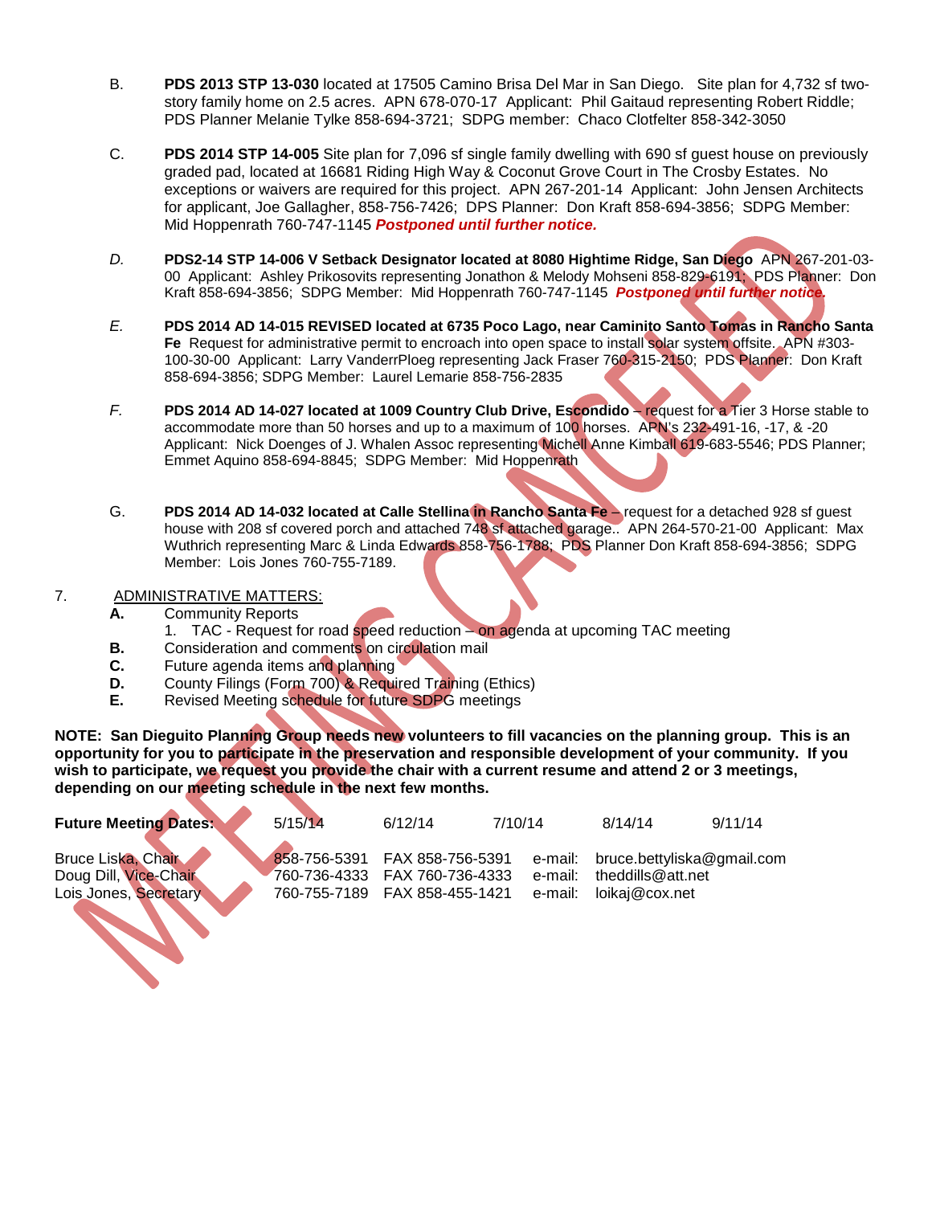B. **PDS 2013 STP 13-030** located at 17505 Camino Brisa Del Mar in San Diego. Site plan for 4,732 sf two-story family home on 2.5 acres. APN 678-070-17 Applicant: Phil Gaitaud representing Robert Riddle; PDS Planner Melanie Tylke 858-694-3721; SDPG member: Chaco Clotfelter 858-342-3050

C. **PDS 2014 STP 14-005** Site plan for 7,096 sf single family dwelling with 690 sf guest house on previously graded pad, located at 16681 Riding High Way & Coconut Grove Court in The Crosby Estates. No exceptions or waivers are required for this project. APN 267-201-14 Applicant: John Jensen Architects for applicant, Joe Gallagher, 858-756-7426; DPS Planner: Don Kraft 858-694-3856; SDPG Member: Mid Hoppenrath 760-747-1145 ***Postponed until further notice.***

*D.* **PDS2-14 STP 14-006 V Setback Designator located at 8080 Hightime Ridge, San Diego** APN 267-201-03-00 Applicant: Ashley Prikosovits representing Jonathon & Melody Mohseni 858-829-6191; PDS Planner: Don Kraft 858-694-3856; SDPG Member: Mid Hoppenrath 760-747-1145 ***Postponed until further notice.***

*E.* **PDS 2014 AD 14-015 REVISED located at 6735 Poco Lago, near Caminito Santo Tomas in Rancho Santa Fe** Request for administrative permit to encroach into open space to install solar system offsite. APN #303-100-30-00 Applicant: Larry VanderrPloeg representing Jack Fraser 760-315-2150; PDS Planner: Don Kraft 858-694-3856; SDPG Member: Laurel Lemarie 858-756-2835

*F.* **PDS 2014 AD 14-027 located at 1009 Country Club Drive, Escondido** – request for a Tier 3 Horse stable to accommodate more than 50 horses and up to a maximum of 100 horses. APN's 232-491-16, -17, & -20 Applicant: Nick Doenges of J. Whalen Assoc representing Michell Anne Kimball 619-683-5546; PDS Planner; Emmet Aquino 858-694-8845; SDPG Member: Mid Hoppenrath

G. **PDS 2014 AD 14-032 located at Calle Stellina in Rancho Santa Fe** – request for a detached 928 sf guest house with 208 sf covered porch and attached 748 sf attached garage.. APN 264-570-21-00 Applicant: Max Wuthrich representing Marc & Linda Edwards 858-756-1788; PDS Planner Don Kraft 858-694-3856; SDPG Member: Lois Jones 760-755-7189.

7. <u>ADMINISTRATIVE MATTERS:</u>

**A.** Community Reports
   1. TAC - Request for road speed reduction – on agenda at upcoming TAC meeting

**B.** Consideration and comments on circulation mail

**C.** Future agenda items and planning

**D.** County Filings (Form 700) & Required Training (Ethics)

**E.** Revised Meeting schedule for future SDPG meetings

**NOTE: San Dieguito Planning Group needs new volunteers to fill vacancies on the planning group. This is an opportunity for you to participate in the preservation and responsible development of your community. If you wish to participate, we request you provide the chair with a current resume and attend 2 or 3 meetings, depending on our meeting schedule in the next few months.**

| | | | | | |
|---|---|---|---|---|---|
| **Future Meeting Dates:** | 5/15/14 | 6/12/14 | 7/10/14 | 8/14/14 | 9/11/14 |

| | | | |
|---|---|---|---|
| Bruce Liska, Chair | 858-756-5391 | FAX 858-756-5391 | e-mail: bruce.bettyliska@gmail.com |
| Doug Dill, Vice-Chair | 760-736-4333 | FAX 760-736-4333 | e-mail: theddills@att.net |
| Lois Jones, Secretary | 760-755-7189 | FAX 858-455-1421 | e-mail: loikaj@cox.net |

MEETING CANCELED